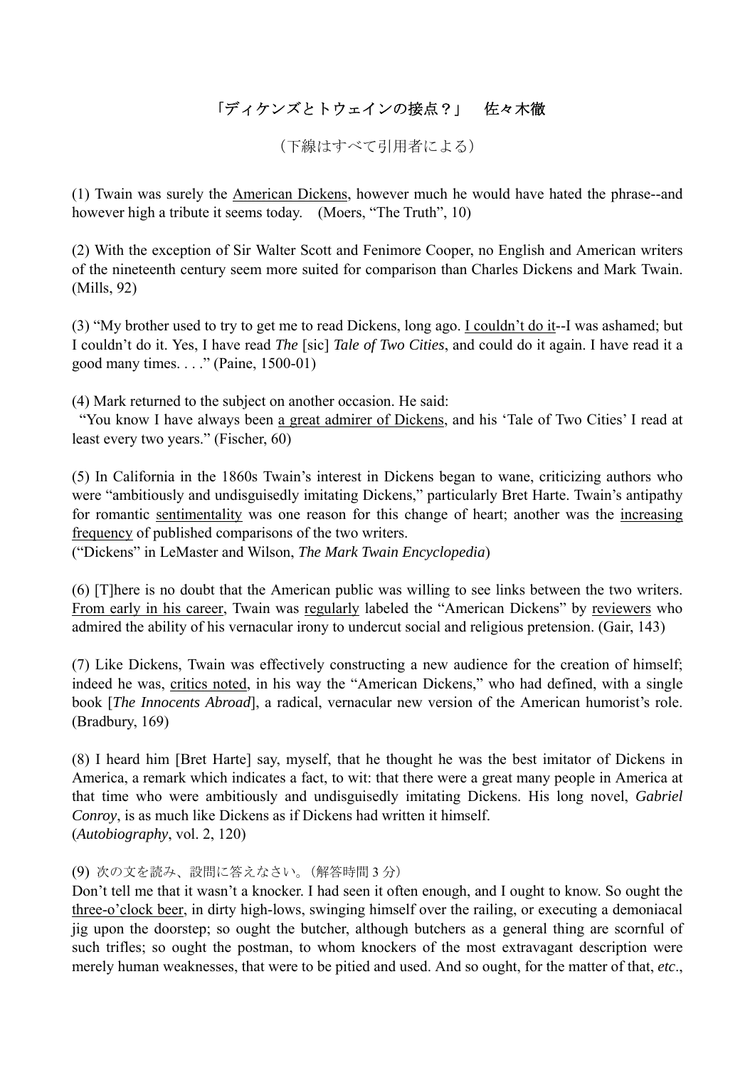# 「ディケンズとトウェインの接点？」　佐々木徹

（下線はすべて引用者による）

(1) Twain was surely the <u>American Dickens</u>, however much he would have hated the phrase--and however high a tribute it seems today.　(Moers, "The Truth", 10)

(2) With the exception of Sir Walter Scott and Fenimore Cooper, no English and American writers of the nineteenth century seem more suited for comparison than Charles Dickens and Mark Twain. (Mills, 92)

(3) "My brother used to try to get me to read Dickens, long ago. <u>I couldn't do it</u>--I was ashamed; but I couldn't do it. Yes, I have read *The* [sic] *Tale of Two Cities*, and could do it again. I have read it a good many times. . . ." (Paine, 1500-01)

(4) Mark returned to the subject on another occasion. He said:
"You know I have always been <u>a great admirer of Dickens</u>, and his 'Tale of Two Cities' I read at least every two years." (Fischer, 60)

(5) In California in the 1860s Twain's interest in Dickens began to wane, criticizing authors who were "ambitiously and undisguisedly imitating Dickens," particularly Bret Harte. Twain's antipathy for romantic <u>sentimentality</u> was one reason for this change of heart; another was the <u>increasing frequency</u> of published comparisons of the two writers.
("Dickens" in LeMaster and Wilson, *The Mark Twain Encyclopedia*)

(6) [T]here is no doubt that the American public was willing to see links between the two writers. <u>From early in his career</u>, Twain was <u>regularly</u> labeled the "American Dickens" by <u>reviewers</u> who admired the ability of his vernacular irony to undercut social and religious pretension. (Gair, 143)

(7) Like Dickens, Twain was effectively constructing a new audience for the creation of himself; indeed he was, <u>critics noted</u>, in his way the "American Dickens," who had defined, with a single book [*The Innocents Abroad*], a radical, vernacular new version of the American humorist's role. (Bradbury, 169)

(8) I heard him [Bret Harte] say, myself, that he thought he was the best imitator of Dickens in America, a remark which indicates a fact, to wit: that there were a great many people in America at that time who were ambitiously and undisguisedly imitating Dickens. His long novel, *Gabriel Conroy*, is as much like Dickens as if Dickens had written it himself.
(*Autobiography*, vol. 2, 120)

(9) 次の文を読み、設問に答えなさい。（解答時間 3 分）
Don't tell me that it wasn't a knocker. I had seen it often enough, and I ought to know. So ought the <u>three-o'clock beer</u>, in dirty high-lows, swinging himself over the railing, or executing a demoniacal jig upon the doorstep; so ought the butcher, although butchers as a general thing are scornful of such trifles; so ought the postman, to whom knockers of the most extravagant description were merely human weaknesses, that were to be pitied and used. And so ought, for the matter of that, *etc*.,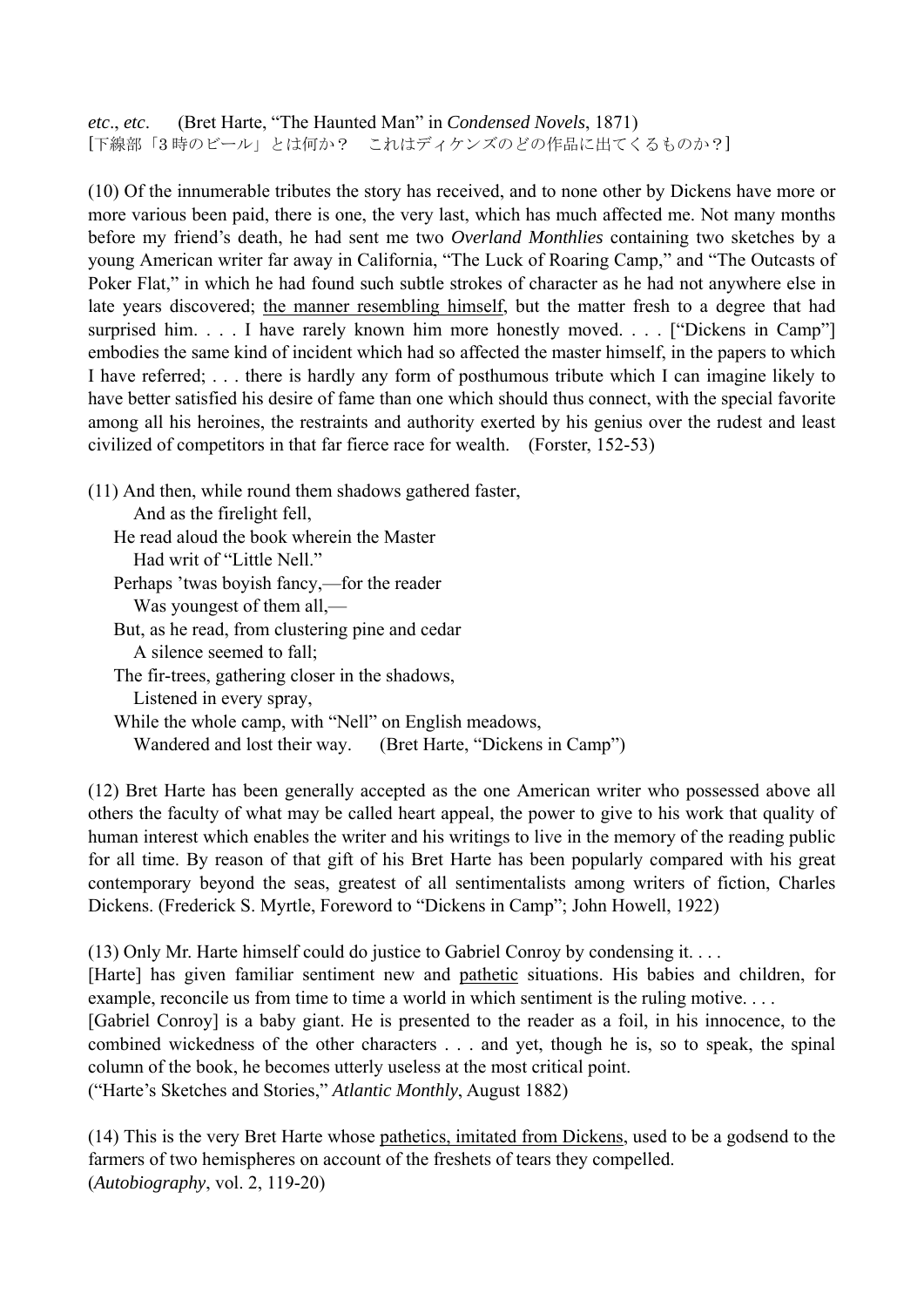*etc*., *etc*.  (Bret Harte, "The Haunted Man" in *Condensed Novels*, 1871)
[下線部「3時のビール」とは何か？　これはディケンズのどの作品に出てくるものか？]

(10) Of the innumerable tributes the story has received, and to none other by Dickens have more or more various been paid, there is one, the very last, which has much affected me. Not many months before my friend's death, he had sent me two *Overland Monthlies* containing two sketches by a young American writer far away in California, "The Luck of Roaring Camp," and "The Outcasts of Poker Flat," in which he had found such subtle strokes of character as he had not anywhere else in late years discovered; <u>the manner resembling himself</u>, but the matter fresh to a degree that had surprised him. . . . I have rarely known him more honestly moved. . . . ["Dickens in Camp"] embodies the same kind of incident which had so affected the master himself, in the papers to which I have referred; . . . there is hardly any form of posthumous tribute which I can imagine likely to have better satisfied his desire of fame than one which should thus connect, with the special favorite among all his heroines, the restraints and authority exerted by his genius over the rudest and least civilized of competitors in that far fierce race for wealth.  (Forster, 152-53)

(11) And then, while round them shadows gathered faster,
  And as the firelight fell,
He read aloud the book wherein the Master
  Had writ of "Little Nell."
Perhaps 'twas boyish fancy,—for the reader
  Was youngest of them all,—
But, as he read, from clustering pine and cedar
  A silence seemed to fall;
The fir-trees, gathering closer in the shadows,
  Listened in every spray,
While the whole camp, with "Nell" on English meadows,
  Wandered and lost their way.  (Bret Harte, "Dickens in Camp")

(12) Bret Harte has been generally accepted as the one American writer who possessed above all others the faculty of what may be called heart appeal, the power to give to his work that quality of human interest which enables the writer and his writings to live in the memory of the reading public for all time. By reason of that gift of his Bret Harte has been popularly compared with his great contemporary beyond the seas, greatest of all sentimentalists among writers of fiction, Charles Dickens. (Frederick S. Myrtle, Foreword to "Dickens in Camp"; John Howell, 1922)

(13) Only Mr. Harte himself could do justice to Gabriel Conroy by condensing it. . . .
[Harte] has given familiar sentiment new and <u>pathetic</u> situations. His babies and children, for example, reconcile us from time to time a world in which sentiment is the ruling motive. . . .
[Gabriel Conroy] is a baby giant. He is presented to the reader as a foil, in his innocence, to the combined wickedness of the other characters . . . and yet, though he is, so to speak, the spinal column of the book, he becomes utterly useless at the most critical point.
("Harte's Sketches and Stories," *Atlantic Monthly*, August 1882)

(14) This is the very Bret Harte whose <u>pathetics, imitated from Dickens</u>, used to be a godsend to the farmers of two hemispheres on account of the freshets of tears they compelled.
(*Autobiography*, vol. 2, 119-20)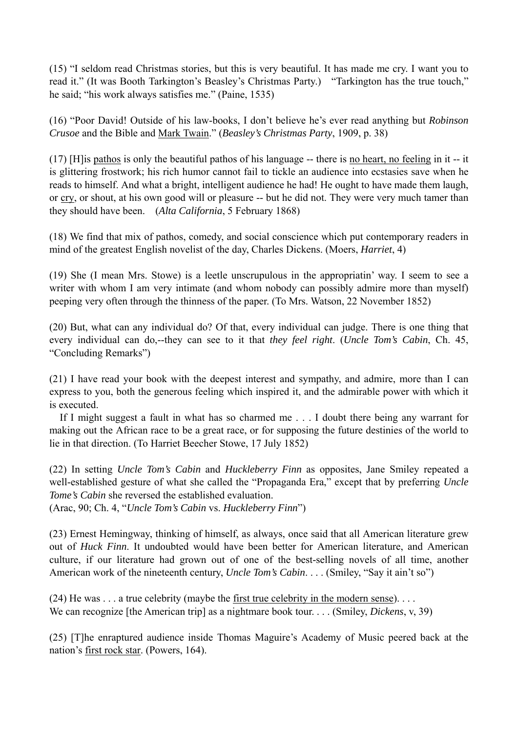(15) "I seldom read Christmas stories, but this is very beautiful. It has made me cry. I want you to read it." (It was Booth Tarkington's Beasley's Christmas Party.) "Tarkington has the true touch," he said; "his work always satisfies me." (Paine, 1535)

(16) "Poor David! Outside of his law-books, I don't believe he's ever read anything but *Robinson Crusoe* and the Bible and <u>Mark Twain</u>." (*Beasley's Christmas Party*, 1909, p. 38)

(17) [H]is <u>pathos</u> is only the beautiful pathos of his language -- there is <u>no heart, no feeling</u> in it -- it is glittering frostwork; his rich humor cannot fail to tickle an audience into ecstasies save when he reads to himself. And what a bright, intelligent audience he had! He ought to have made them laugh, or <u>cry</u>, or shout, at his own good will or pleasure -- but he did not. They were very much tamer than they should have been. (*Alta California*, 5 February 1868)

(18) We find that mix of pathos, comedy, and social conscience which put contemporary readers in mind of the greatest English novelist of the day, Charles Dickens. (Moers, *Harriet*, 4)

(19) She (I mean Mrs. Stowe) is a leetle unscrupulous in the appropriatin' way. I seem to see a writer with whom I am very intimate (and whom nobody can possibly admire more than myself) peeping very often through the thinness of the paper. (To Mrs. Watson, 22 November 1852)

(20) But, what can any individual do? Of that, every individual can judge. There is one thing that every individual can do,--they can see to it that *they feel right*. (*Uncle Tom's Cabin*, Ch. 45, "Concluding Remarks")

(21) I have read your book with the deepest interest and sympathy, and admire, more than I can express to you, both the generous feeling which inspired it, and the admirable power with which it is executed.

If I might suggest a fault in what has so charmed me . . . I doubt there being any warrant for making out the African race to be a great race, or for supposing the future destinies of the world to lie in that direction. (To Harriet Beecher Stowe, 17 July 1852)

(22) In setting *Uncle Tom's Cabin* and *Huckleberry Finn* as opposites, Jane Smiley repeated a well-established gesture of what she called the "Propaganda Era," except that by preferring *Uncle Tome's Cabin* she reversed the established evaluation.
(Arac, 90; Ch. 4, "*Uncle Tom's Cabin* vs. *Huckleberry Finn*")

(23) Ernest Hemingway, thinking of himself, as always, once said that all American literature grew out of *Huck Finn*. It undoubted would have been better for American literature, and American culture, if our literature had grown out of one of the best-selling novels of all time, another American work of the nineteenth century, *Uncle Tom's Cabin*. . . . (Smiley, "Say it ain't so")

(24) He was . . . a true celebrity (maybe the <u>first true celebrity in the modern sense</u>). . . .
We can recognize [the American trip] as a nightmare book tour. . . . (Smiley, *Dickens*, v, 39)

(25) [T]he enraptured audience inside Thomas Maguire's Academy of Music peered back at the nation's <u>first rock star</u>. (Powers, 164).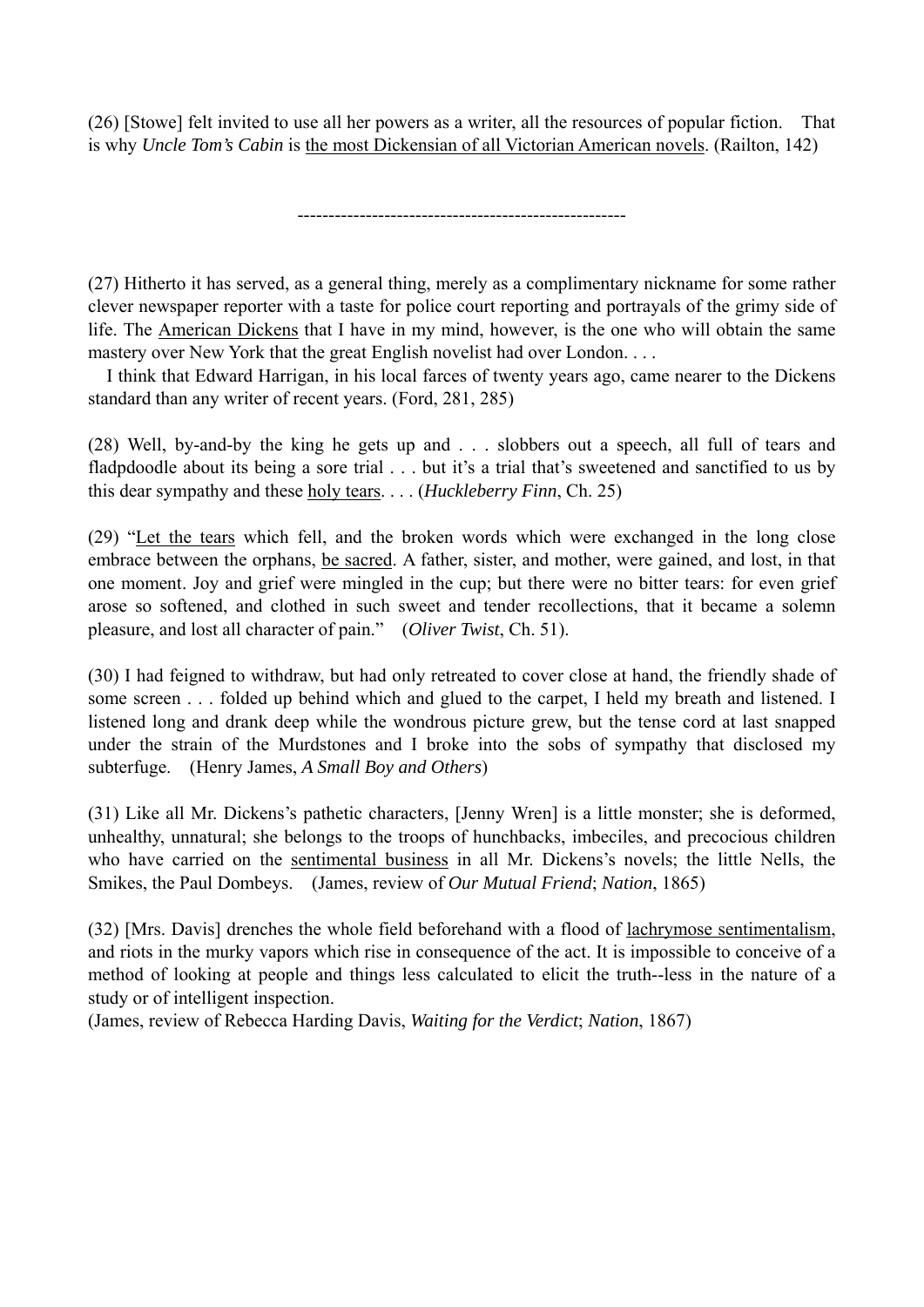(26) [Stowe] felt invited to use all her powers as a writer, all the resources of popular fiction. That is why *Uncle Tom's Cabin* is <u>the most Dickensian of all Victorian American novels</u>. (Railton, 142)

-----------------------------------------------------

(27) Hitherto it has served, as a general thing, merely as a complimentary nickname for some rather clever newspaper reporter with a taste for police court reporting and portrayals of the grimy side of life. The <u>American Dickens</u> that I have in my mind, however, is the one who will obtain the same mastery over New York that the great English novelist had over London. . . .

I think that Edward Harrigan, in his local farces of twenty years ago, came nearer to the Dickens standard than any writer of recent years. (Ford, 281, 285)

(28) Well, by-and-by the king he gets up and . . . slobbers out a speech, all full of tears and fladpdoodle about its being a sore trial . . . but it's a trial that's sweetened and sanctified to us by this dear sympathy and these <u>holy tears</u>. . . . (*Huckleberry Finn*, Ch. 25)

(29) "<u>Let the tears</u> which fell, and the broken words which were exchanged in the long close embrace between the orphans, <u>be sacred</u>. A father, sister, and mother, were gained, and lost, in that one moment. Joy and grief were mingled in the cup; but there were no bitter tears: for even grief arose so softened, and clothed in such sweet and tender recollections, that it became a solemn pleasure, and lost all character of pain." (*Oliver Twist*, Ch. 51).

(30) I had feigned to withdraw, but had only retreated to cover close at hand, the friendly shade of some screen . . . folded up behind which and glued to the carpet, I held my breath and listened. I listened long and drank deep while the wondrous picture grew, but the tense cord at last snapped under the strain of the Murdstones and I broke into the sobs of sympathy that disclosed my subterfuge. (Henry James, *A Small Boy and Others*)

(31) Like all Mr. Dickens's pathetic characters, [Jenny Wren] is a little monster; she is deformed, unhealthy, unnatural; she belongs to the troops of hunchbacks, imbeciles, and precocious children who have carried on the <u>sentimental business</u> in all Mr. Dickens's novels; the little Nells, the Smikes, the Paul Dombeys. (James, review of *Our Mutual Friend*; *Nation*, 1865)

(32) [Mrs. Davis] drenches the whole field beforehand with a flood of <u>lachrymose sentimentalism</u>, and riots in the murky vapors which rise in consequence of the act. It is impossible to conceive of a method of looking at people and things less calculated to elicit the truth--less in the nature of a study or of intelligent inspection.
(James, review of Rebecca Harding Davis, *Waiting for the Verdict*; *Nation*, 1867)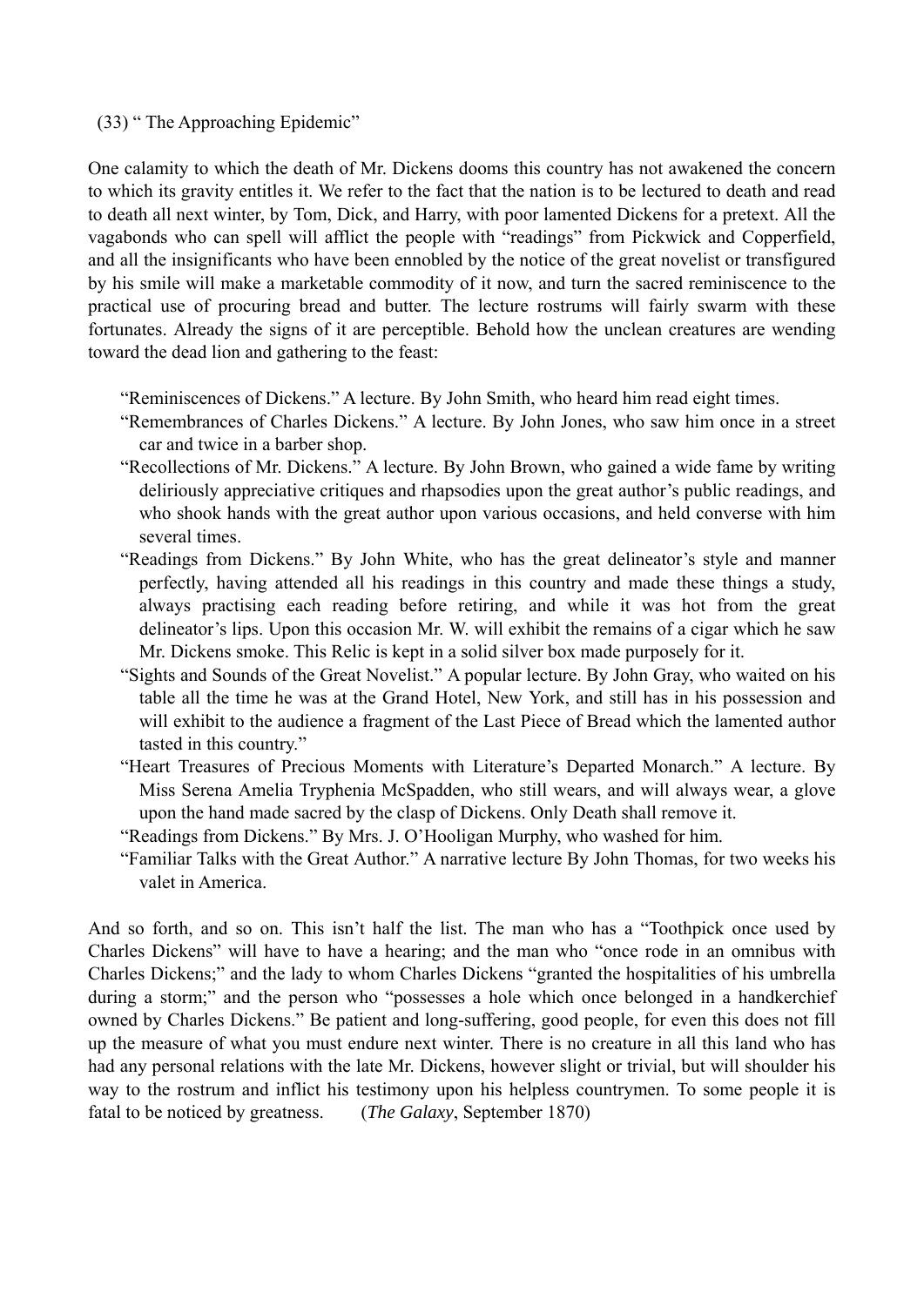(33) " The Approaching Epidemic"

One calamity to which the death of Mr. Dickens dooms this country has not awakened the concern to which its gravity entitles it. We refer to the fact that the nation is to be lectured to death and read to death all next winter, by Tom, Dick, and Harry, with poor lamented Dickens for a pretext. All the vagabonds who can spell will afflict the people with "readings" from Pickwick and Copperfield, and all the insignificants who have been ennobled by the notice of the great novelist or transfigured by his smile will make a marketable commodity of it now, and turn the sacred reminiscence to the practical use of procuring bread and butter. The lecture rostrums will fairly swarm with these fortunates. Already the signs of it are perceptible. Behold how the unclean creatures are wending toward the dead lion and gathering to the feast:

> "Reminiscences of Dickens." A lecture. By John Smith, who heard him read eight times.
>
> "Remembrances of Charles Dickens." A lecture. By John Jones, who saw him once in a street car and twice in a barber shop.
>
> "Recollections of Mr. Dickens." A lecture. By John Brown, who gained a wide fame by writing deliriously appreciative critiques and rhapsodies upon the great author's public readings, and who shook hands with the great author upon various occasions, and held converse with him several times.
>
> "Readings from Dickens." By John White, who has the great delineator's style and manner perfectly, having attended all his readings in this country and made these things a study, always practising each reading before retiring, and while it was hot from the great delineator's lips. Upon this occasion Mr. W. will exhibit the remains of a cigar which he saw Mr. Dickens smoke. This Relic is kept in a solid silver box made purposely for it.
>
> "Sights and Sounds of the Great Novelist." A popular lecture. By John Gray, who waited on his table all the time he was at the Grand Hotel, New York, and still has in his possession and will exhibit to the audience a fragment of the Last Piece of Bread which the lamented author tasted in this country."
>
> "Heart Treasures of Precious Moments with Literature's Departed Monarch." A lecture. By Miss Serena Amelia Tryphenia McSpadden, who still wears, and will always wear, a glove upon the hand made sacred by the clasp of Dickens. Only Death shall remove it.
>
> "Readings from Dickens." By Mrs. J. O'Hooligan Murphy, who washed for him.
>
> "Familiar Talks with the Great Author." A narrative lecture By John Thomas, for two weeks his valet in America.

And so forth, and so on. This isn't half the list. The man who has a "Toothpick once used by Charles Dickens" will have to have a hearing; and the man who "once rode in an omnibus with Charles Dickens;" and the lady to whom Charles Dickens "granted the hospitalities of his umbrella during a storm;" and the person who "possesses a hole which once belonged in a handkerchief owned by Charles Dickens." Be patient and long-suffering, good people, for even this does not fill up the measure of what you must endure next winter. There is no creature in all this land who has had any personal relations with the late Mr. Dickens, however slight or trivial, but will shoulder his way to the rostrum and inflict his testimony upon his helpless countrymen. To some people it is fatal to be noticed by greatness. (*The Galaxy*, September 1870)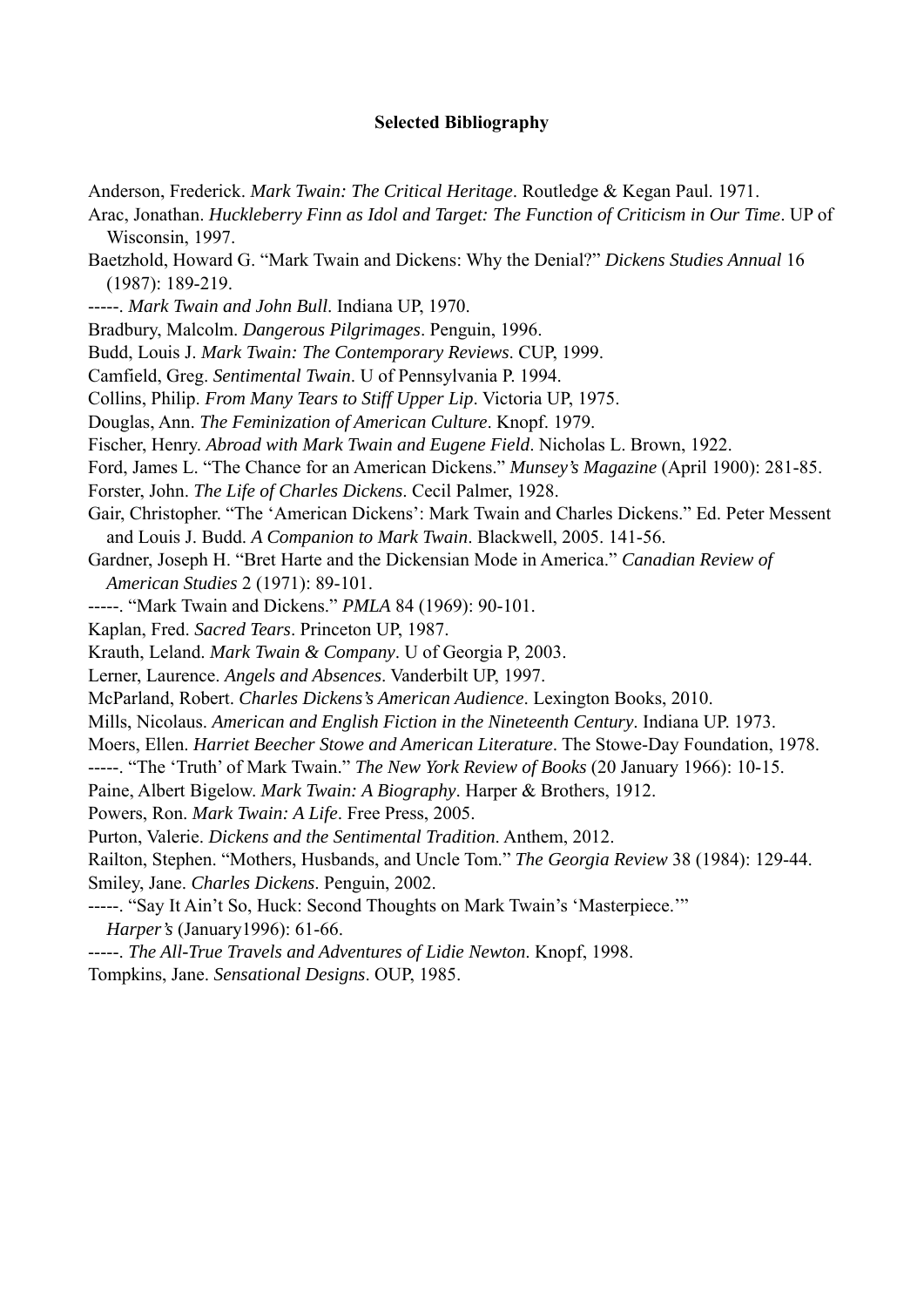**Selected Bibliography**

Anderson, Frederick. *Mark Twain: The Critical Heritage*. Routledge & Kegan Paul. 1971.

Arac, Jonathan. *Huckleberry Finn as Idol and Target: The Function of Criticism in Our Time*. UP of Wisconsin, 1997.

Baetzhold, Howard G. "Mark Twain and Dickens: Why the Denial?" *Dickens Studies Annual* 16 (1987): 189-219.

-----. *Mark Twain and John Bull*. Indiana UP, 1970.

Bradbury, Malcolm. *Dangerous Pilgrimages*. Penguin, 1996.

Budd, Louis J. *Mark Twain: The Contemporary Reviews*. CUP, 1999.

Camfield, Greg. *Sentimental Twain*. U of Pennsylvania P. 1994.

Collins, Philip. *From Many Tears to Stiff Upper Lip*. Victoria UP, 1975.

Douglas, Ann. *The Feminization of American Culture*. Knopf. 1979.

Fischer, Henry. *Abroad with Mark Twain and Eugene Field*. Nicholas L. Brown, 1922.

Ford, James L. "The Chance for an American Dickens." *Munsey's Magazine* (April 1900): 281-85.

Forster, John. *The Life of Charles Dickens*. Cecil Palmer, 1928.

Gair, Christopher. "The 'American Dickens': Mark Twain and Charles Dickens." Ed. Peter Messent and Louis J. Budd. *A Companion to Mark Twain*. Blackwell, 2005. 141-56.

Gardner, Joseph H. "Bret Harte and the Dickensian Mode in America." *Canadian Review of American Studies* 2 (1971): 89-101.

-----. "Mark Twain and Dickens." *PMLA* 84 (1969): 90-101.

Kaplan, Fred. *Sacred Tears*. Princeton UP, 1987.

Krauth, Leland. *Mark Twain & Company*. U of Georgia P, 2003.

Lerner, Laurence. *Angels and Absences*. Vanderbilt UP, 1997.

McParland, Robert. *Charles Dickens's American Audience*. Lexington Books, 2010.

Mills, Nicolaus. *American and English Fiction in the Nineteenth Century*. Indiana UP. 1973.

Moers, Ellen. *Harriet Beecher Stowe and American Literature*. The Stowe-Day Foundation, 1978.

-----. "The 'Truth' of Mark Twain." *The New York Review of Books* (20 January 1966): 10-15.

Paine, Albert Bigelow. *Mark Twain: A Biography*. Harper & Brothers, 1912.

Powers, Ron. *Mark Twain: A Life*. Free Press, 2005.

Purton, Valerie. *Dickens and the Sentimental Tradition*. Anthem, 2012.

Railton, Stephen. "Mothers, Husbands, and Uncle Tom." *The Georgia Review* 38 (1984): 129-44.

Smiley, Jane. *Charles Dickens*. Penguin, 2002.

-----. "Say It Ain't So, Huck: Second Thoughts on Mark Twain's 'Masterpiece.'" *Harper's* (January1996): 61-66.

-----. *The All-True Travels and Adventures of Lidie Newton*. Knopf, 1998.

Tompkins, Jane. *Sensational Designs*. OUP, 1985.